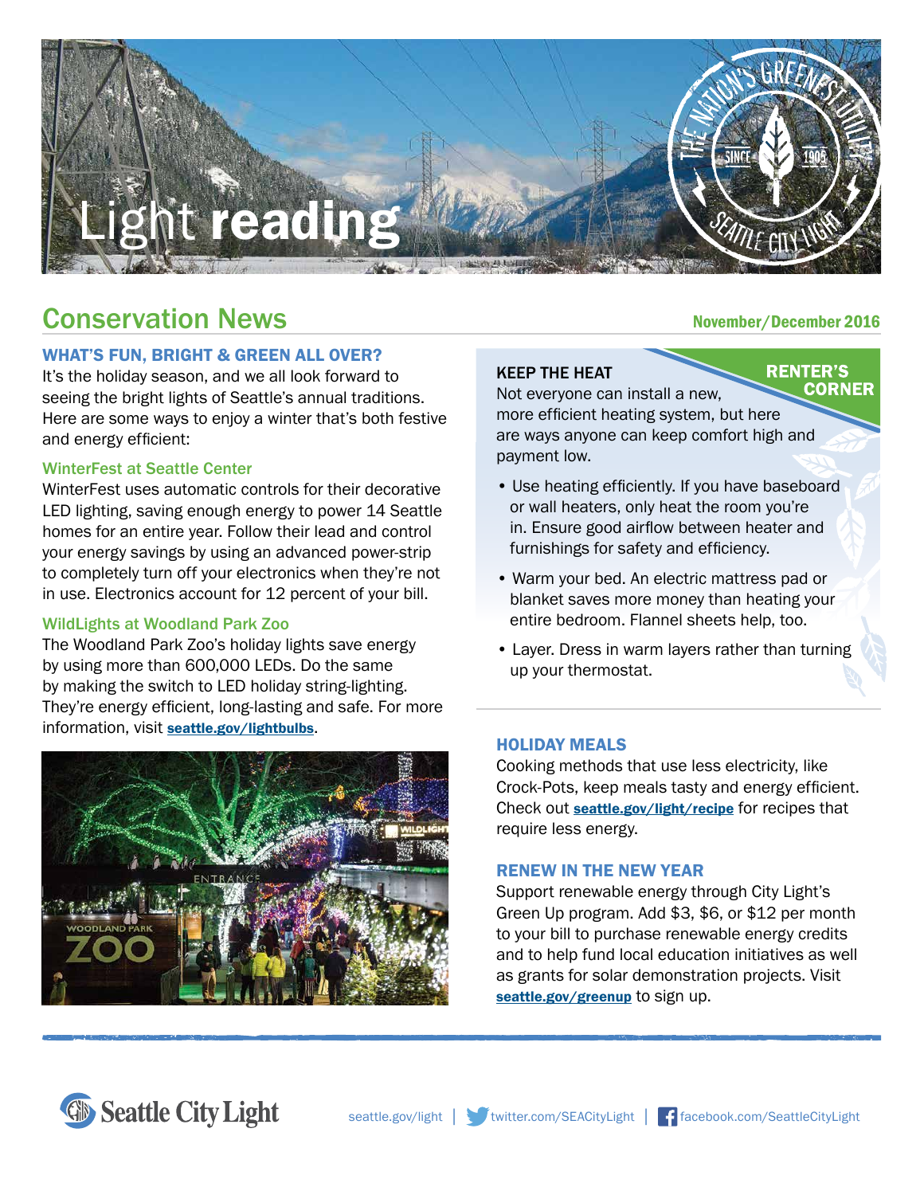# Light reading

## Conservation News

November/December 2016

### WHAT'S FUN, BRIGHT & GREEN ALL OVER?

It's the holiday season, and we all look forward to seeing the bright lights of Seattle's annual traditions. Here are some ways to enjoy a winter that's both festive and energy efficient:

#### WinterFest at Seattle Center

WinterFest uses automatic controls for their decorative LED lighting, saving enough energy to power 14 Seattle homes for an entire year. Follow their lead and control your energy savings by using an advanced power-strip to completely turn off your electronics when they're not in use. Electronics account for 12 percent of your bill.

#### WildLights at Woodland Park Zoo

The Woodland Park Zoo's holiday lights save energy by using more than 600,000 LEDs. Do the same by making the switch to LED holiday string-lighting. They're energy efficient, long-lasting and safe. For more information, visit **seattle.gov/lightbulbs**.

### KEEP THE HEAT

**RENTER'S CORNER**

Not everyone can install a new, more efficient heating system, but here are ways anyone can keep comfort high and payment low.

- Use heating efficiently. If you have baseboard or wall heaters, only heat the room you're in. Ensure good airflow between heater and furnishings for safety and efficiency.
- Warm your bed. An electric mattress pad or blanket saves more money than heating your entire bedroom. Flannel sheets help, too.
- Layer. Dress in warm layers rather than turning up your thermostat.

### HOLIDAY MEALS

Cooking methods that use less electricity, like Crock-Pots, keep meals tasty and energy efficient. Check out **seattle.gov/light/recipe** for recipes that require less energy.

### RENEW IN THE NEW YEAR

Support renewable energy through City Light's Green Up program. Add $3, $6, or $12 per month to your bill to purchase renewable energy credits and to help fund local education initiatives as well as grants for solar demonstration projects. Visit **seattle.gov/greenup** to sign up.

Seattle City Light | seattle.gov/light | twitter.com/SEACityLight | facebook.com/SeattleCityLight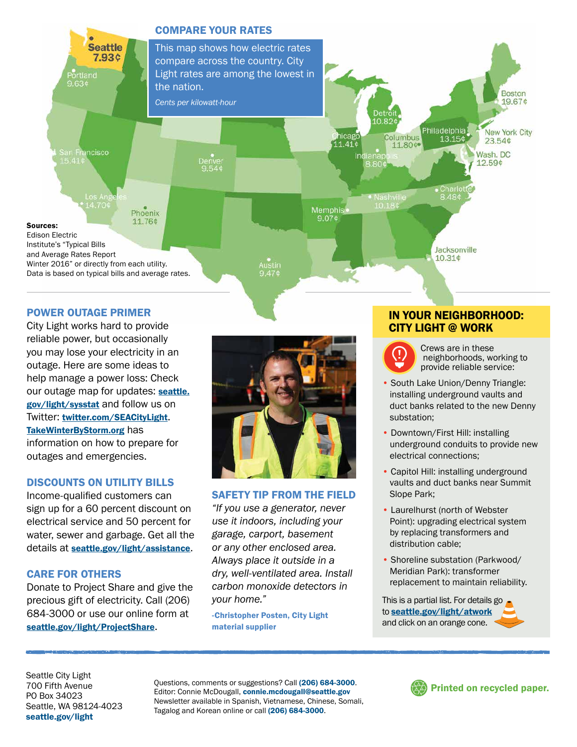## COMPARE YOUR RATES

This map shows how electric rates compare across the country. City Light rates are among the lowest in the nation.

*Cents per kilowatt-hour*

Seattle 7.93¢
Portland 9.63¢
San Francisco 15.41¢
Los Angeles 14.70¢
Phoenix 11.76¢
Denver 9.54¢
Austin 9.47¢
Memphis 9.07¢
Chicago 11.41¢
Detroit 10.82¢
Columbus 11.80¢
Indianapolis 8.80¢
Nashville 10.18¢
Charlotte 8.48¢
Jacksonville 10.31¢
Philadelphia 13.15¢
New York City 23.54¢
Wash. DC 12.59¢
Boston 19.67¢

**Sources:**
Edison Electric Institute's "Typical Bills and Average Rates Report Winter 2016" or directly from each utility. Data is based on typical bills and average rates.

## POWER OUTAGE PRIMER

City Light works hard to provide reliable power, but occasionally you may lose your electricity in an outage. Here are some ideas to help manage a power loss: Check our outage map for updates: **seattle.gov/light/sysstat** and follow us on Twitter: **twitter.com/SEACityLight**. **TakeWinterByStorm.org** has information on how to prepare for outages and emergencies.

## DISCOUNTS ON UTILITY BILLS

Income-qualified customers can sign up for a 60 percent discount on electrical service and 50 percent for water, sewer and garbage. Get all the details at **seattle.gov/light/assistance**.

## CARE FOR OTHERS

Donate to Project Share and give the precious gift of electricity. Call (206) 684-3000 or use our online form at **seattle.gov/light/ProjectShare**.

## SAFETY TIP FROM THE FIELD

*"If you use a generator, never use it indoors, including your garage, carport, basement or any other enclosed area. Always place it outside in a dry, well-ventilated area. Install carbon monoxide detectors in your home."*

**-Christopher Posten, City Light material supplier**

## IN YOUR NEIGHBORHOOD: CITY LIGHT @ WORK

Crews are in these neighborhoods, working to provide reliable service:

- South Lake Union/Denny Triangle: installing underground vaults and duct banks related to the new Denny substation;
- Downtown/First Hill: installing underground conduits to provide new electrical connections;
- Capitol Hill: installing underground vaults and duct banks near Summit Slope Park;
- Laurelhurst (north of Webster Point): upgrading electrical system by replacing transformers and distribution cable;
- Shoreline substation (Parkwood/ Meridian Park): transformer replacement to maintain reliability.

This is a partial list. For details go to **seattle.gov/light/atwork** and click on an orange cone.

---

Seattle City Light
700 Fifth Avenue
PO Box 34023
Seattle, WA 98124-4023
**seattle.gov/light**

Questions, comments or suggestions? Call **(206) 684-3000**.
Editor: Connie McDougall, **connie.mcdougall@seattle.gov**
Newsletter available in Spanish, Vietnamese, Chinese, Somali, Tagalog and Korean online or call **(206) 684-3000**.

**Printed on recycled paper.**